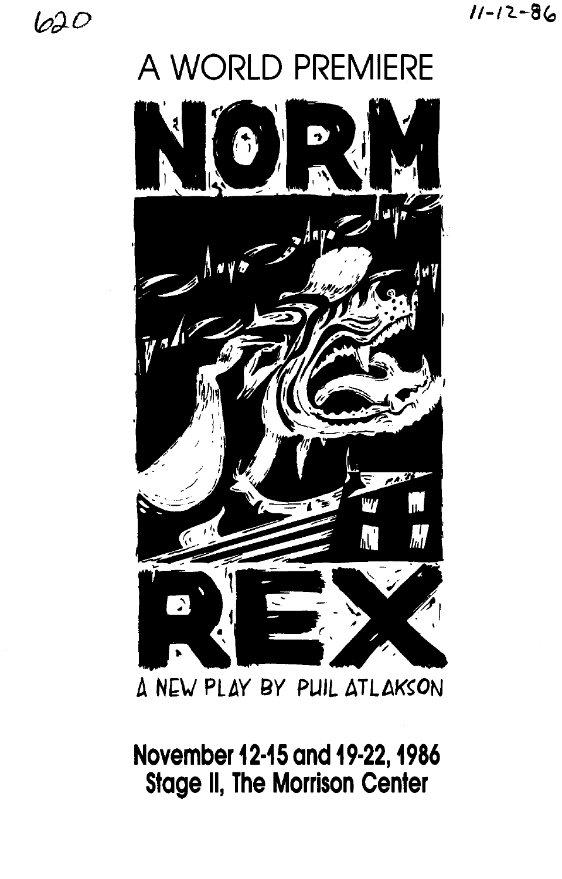620

11-12-86

# A WORLD PREMIERE

# NORM REX

A NEW PLAY BY PHIL ATLAKSON

**November 12-15 and 19-22, 1986**
**Stage II, The Morrison Center**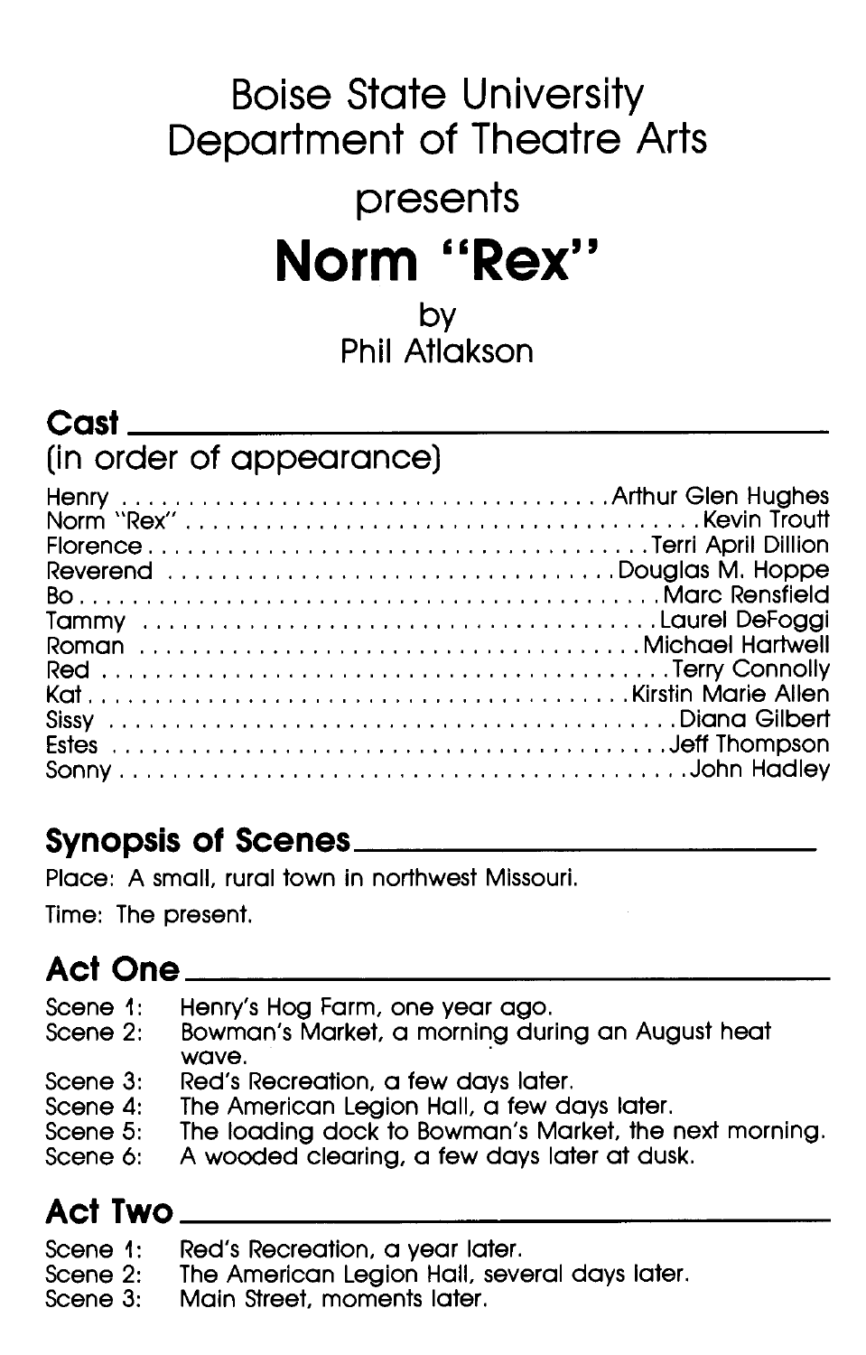# Boise State University
# Department of Theatre Arts

## presents

# Norm "Rex"

by
Phil Atlakson

## Cast

(in order of appearance)

| | |
|---|---|
| Henry | Arthur Glen Hughes |
| Norm "Rex" | Kevin Troutt |
| Florence | Terri April Dillion |
| Reverend | Douglas M. Hoppe |
| Bo | Marc Rensfield |
| Tammy | Laurel DeFoggi |
| Roman | Michael Hartwell |
| Red | Terry Connolly |
| Kat | Kirstin Marie Allen |
| Sissy | Diana Gilbert |
| Estes | Jeff Thompson |
| Sonny | John Hadley |

## Synopsis of Scenes

Place: A small, rural town in northwest Missouri.

Time: The present.

## Act One

Scene 1: Henry's Hog Farm, one year ago.
Scene 2: Bowman's Market, a morning during an August heat wave.
Scene 3: Red's Recreation, a few days later.
Scene 4: The American Legion Hall, a few days later.
Scene 5: The loading dock to Bowman's Market, the next morning.
Scene 6: A wooded clearing, a few days later at dusk.

## Act Two

Scene 1: Red's Recreation, a year later.
Scene 2: The American Legion Hall, several days later.
Scene 3: Main Street, moments later.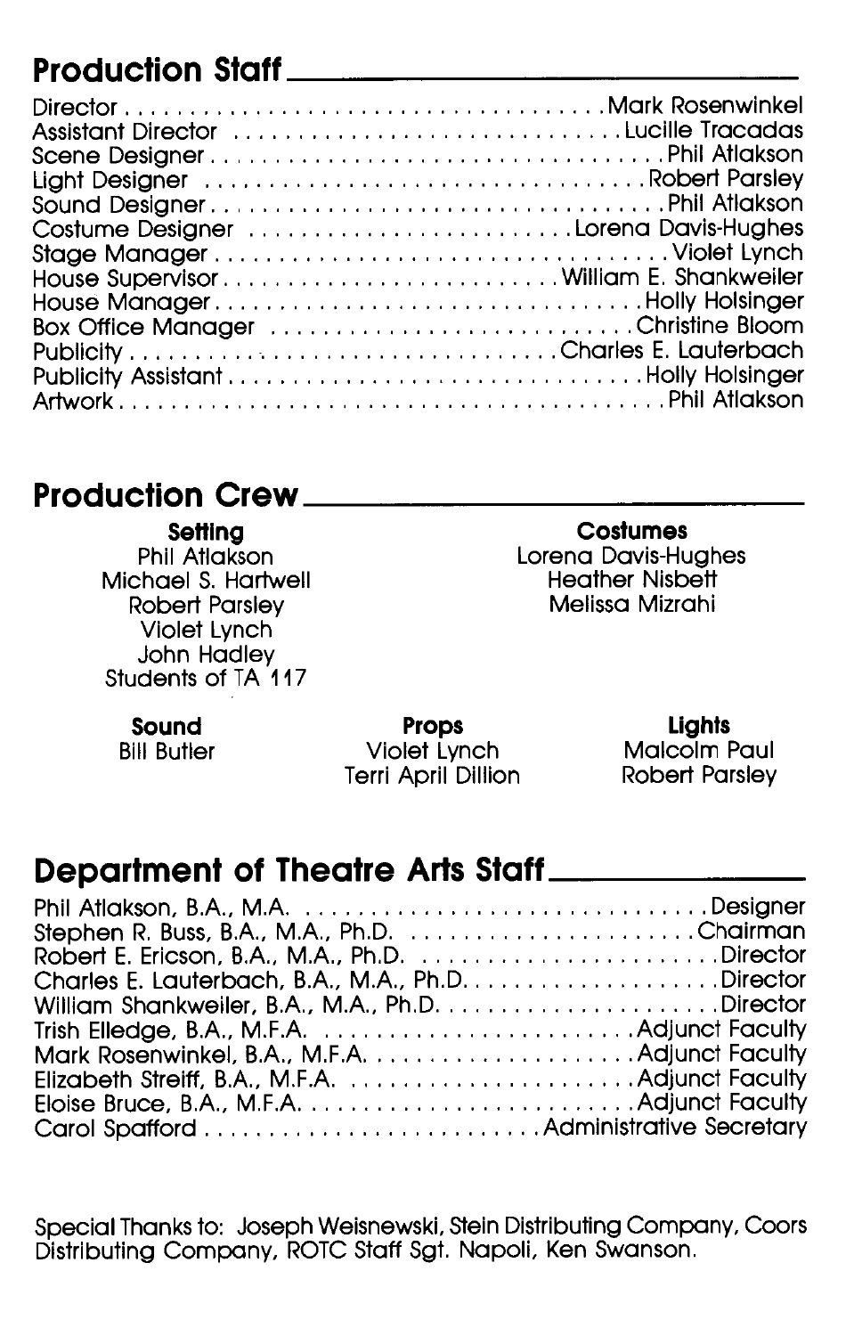## Production Staff

| | |
|---|---|
| Director | Mark Rosenwinkel |
| Assistant Director | Lucille Tracadas |
| Scene Designer | Phil Atlakson |
| Light Designer | Robert Parsley |
| Sound Designer | Phil Atlakson |
| Costume Designer | Lorena Davis-Hughes |
| Stage Manager | Violet Lynch |
| House Supervisor | William E. Shankweiler |
| House Manager | Holly Holsinger |
| Box Office Manager | Christine Bloom |
| Publicity | Charles E. Lauterbach |
| Publicity Assistant | Holly Holsinger |
| Artwork | Phil Atlakson |

## Production Crew

**Setting**
Phil Atlakson
Michael S. Hartwell
Robert Parsley
Violet Lynch
John Hadley
Students of TA 117

**Costumes**
Lorena Davis-Hughes
Heather Nisbett
Melissa Mizrahi

**Sound**
Bill Butler

**Props**
Violet Lynch
Terri April Dillion

**Lights**
Malcolm Paul
Robert Parsley

## Department of Theatre Arts Staff

| | |
|---|---|
| Phil Atlakson, B.A., M.A. | Designer |
| Stephen R. Buss, B.A., M.A., Ph.D. | Chairman |
| Robert E. Ericson, B.A., M.A., Ph.D. | Director |
| Charles E. Lauterbach, B.A., M.A., Ph.D. | Director |
| William Shankweiler, B.A., M.A., Ph.D. | Director |
| Trish Elledge, B.A., M.F.A. | Adjunct Faculty |
| Mark Rosenwinkel, B.A., M.F.A. | Adjunct Faculty |
| Elizabeth Streiff, B.A., M.F.A. | Adjunct Faculty |
| Eloise Bruce, B.A., M.F.A. | Adjunct Faculty |
| Carol Spafford | Administrative Secretary |

Special Thanks to: Joseph Weisnewski, Stein Distributing Company, Coors Distributing Company, ROTC Staff Sgt. Napoli, Ken Swanson.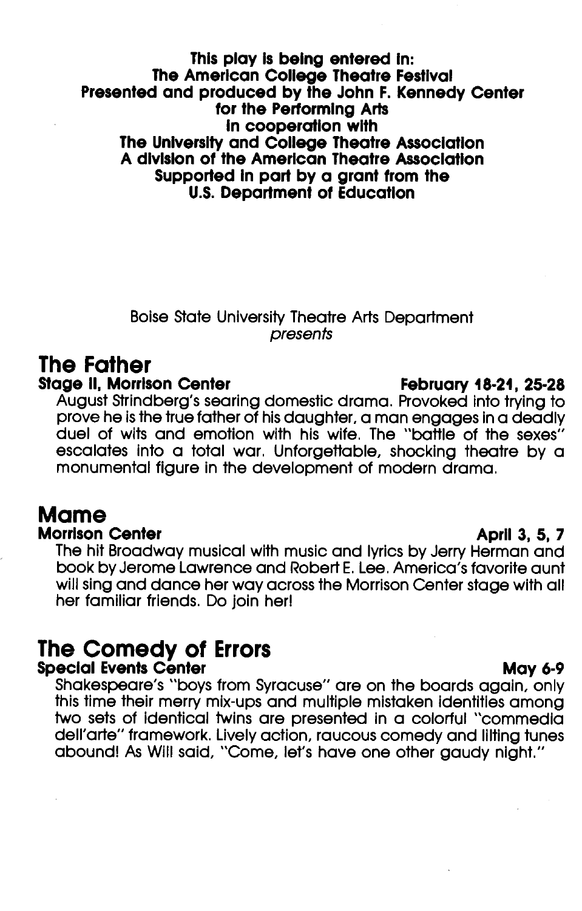**This play is being entered in:**
**The American College Theatre Festival**
**Presented and produced by the John F. Kennedy Center for the Performing Arts**
**In cooperation with**
**The University and College Theatre Association**
**A division of the American Theatre Association**
**Supported in part by a grant from the U.S. Department of Education**

Boise State University Theatre Arts Department
*presents*

## The Father

**Stage II, Morrison Center** **February 18-21, 25-28**

August Strindberg's searing domestic drama. Provoked into trying to prove he is the true father of his daughter, a man engages in a deadly duel of wits and emotion with his wife. The "battle of the sexes" escalates into a total war. Unforgettable, shocking theatre by a monumental figure in the development of modern drama.

## Mame

**Morrison Center** **April 3, 5, 7**

The hit Broadway musical with music and lyrics by Jerry Herman and book by Jerome Lawrence and Robert E. Lee. America's favorite aunt will sing and dance her way across the Morrison Center stage with all her familiar friends. Do join her!

## The Comedy of Errors

**Special Events Center** **May 6-9**

Shakespeare's "boys from Syracuse" are on the boards again, only this time their merry mix-ups and multiple mistaken identities among two sets of identical twins are presented in a colorful "commedia dell'arte" framework. Lively action, raucous comedy and lilting tunes abound! As Will said, "Come, let's have one other gaudy night."